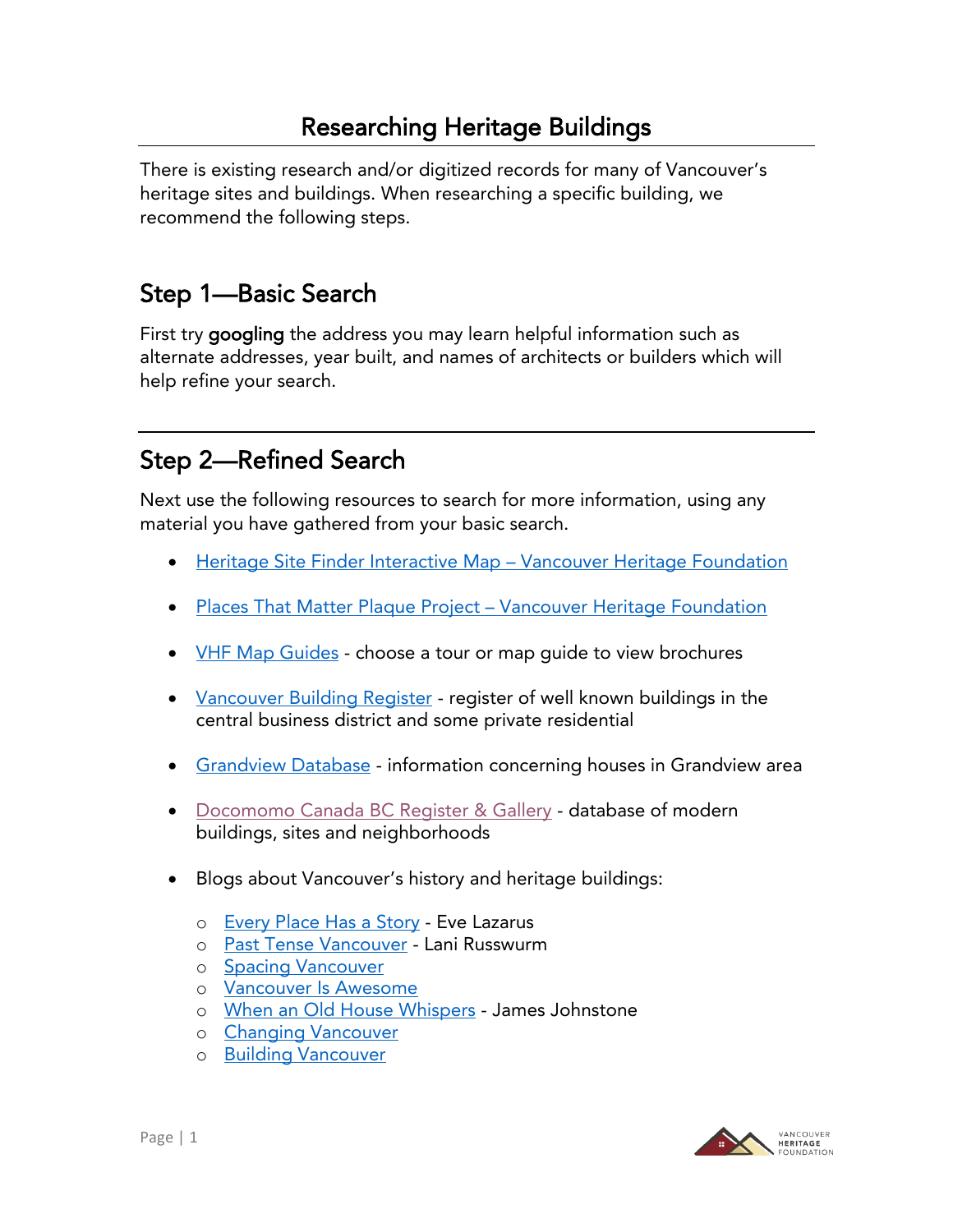# Researching Heritage Buildings

There is existing research and/or digitized records for many of Vancouver's heritage sites and buildings. When researching a specific building, we recommend the following steps.

## Step 1—Basic Search

First try **googling** the address you may learn helpful information such as alternate addresses, year built, and names of architects or builders which will help refine your search.

---

## Step 2—Refined Search

Next use the following resources to search for more information, using any material you have gathered from your basic search.

- Heritage Site Finder Interactive Map – Vancouver Heritage Foundation
- Places That Matter Plaque Project – Vancouver Heritage Foundation
- VHF Map Guides - choose a tour or map guide to view brochures
- Vancouver Building Register - register of well known buildings in the central business district and some private residential
- Grandview Database - information concerning houses in Grandview area
- Docomomo Canada BC Register & Gallery - database of modern buildings, sites and neighborhoods
- Blogs about Vancouver's history and heritage buildings:
  - Every Place Has a Story - Eve Lazarus
  - Past Tense Vancouver - Lani Russwurm
  - Spacing Vancouver
  - Vancouver Is Awesome
  - When an Old House Whispers - James Johnstone
  - Changing Vancouver
  - Building Vancouver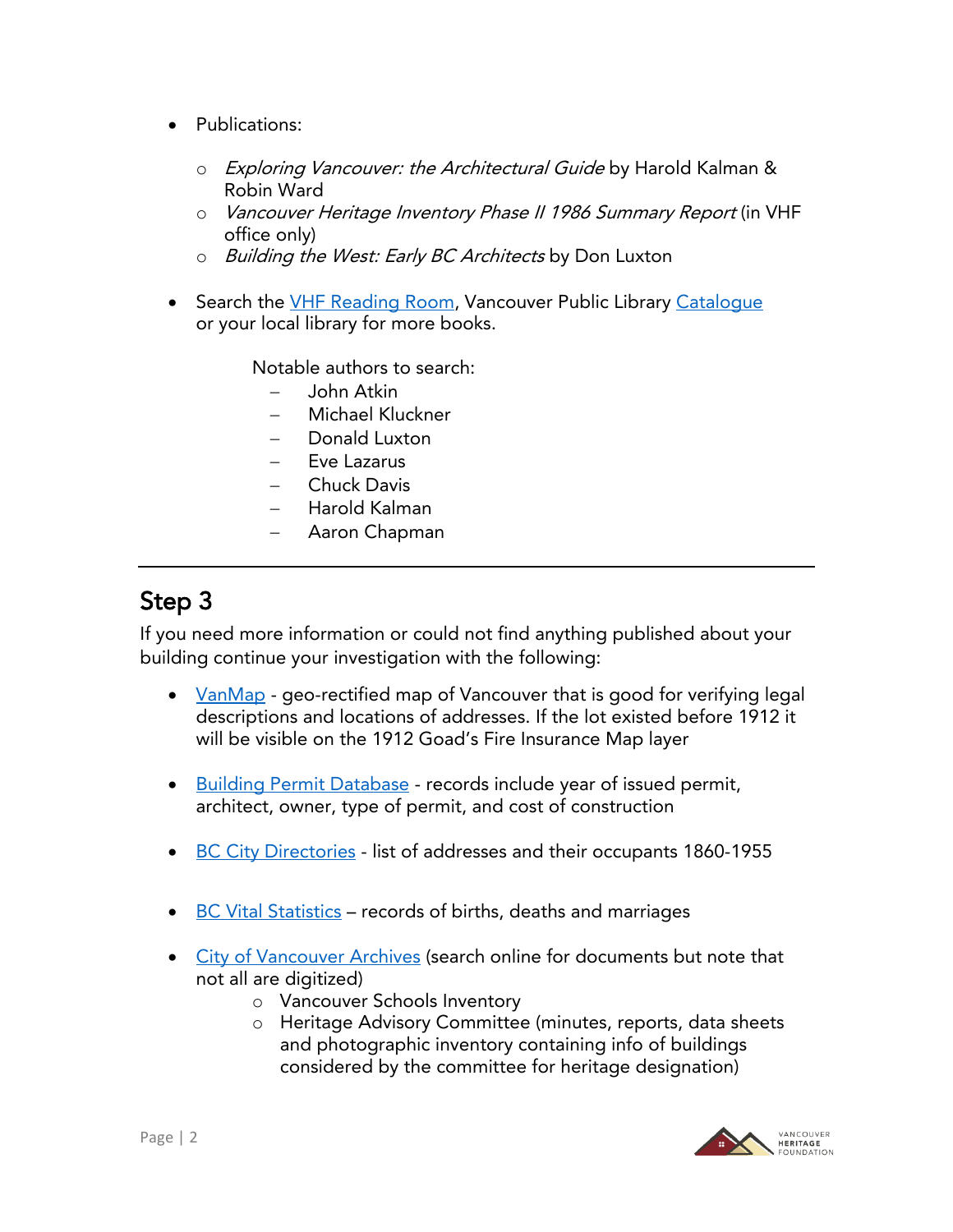- Publications:
    - *Exploring Vancouver: the Architectural Guide* by Harold Kalman & Robin Ward
    - *Vancouver Heritage Inventory Phase II 1986 Summary Report* (in VHF office only)
    - *Building the West: Early BC Architects* by Don Luxton

- Search the [VHF Reading Room](), Vancouver Public Library [Catalogue]() or your local library for more books.

    Notable authors to search:
    - John Atkin
    - Michael Kluckner
    - Donald Luxton
    - Eve Lazarus
    - Chuck Davis
    - Harold Kalman
    - Aaron Chapman

---

## Step 3

If you need more information or could not find anything published about your building continue your investigation with the following:

- [VanMap]() - geo-rectified map of Vancouver that is good for verifying legal descriptions and locations of addresses. If the lot existed before 1912 it will be visible on the 1912 Goad's Fire Insurance Map layer

- [Building Permit Database]() - records include year of issued permit, architect, owner, type of permit, and cost of construction

- [BC City Directories]() - list of addresses and their occupants 1860-1955

- [BC Vital Statistics]() – records of births, deaths and marriages

- [City of Vancouver Archives]() (search online for documents but note that not all are digitized)
    - Vancouver Schools Inventory
    - Heritage Advisory Committee (minutes, reports, data sheets and photographic inventory containing info of buildings considered by the committee for heritage designation)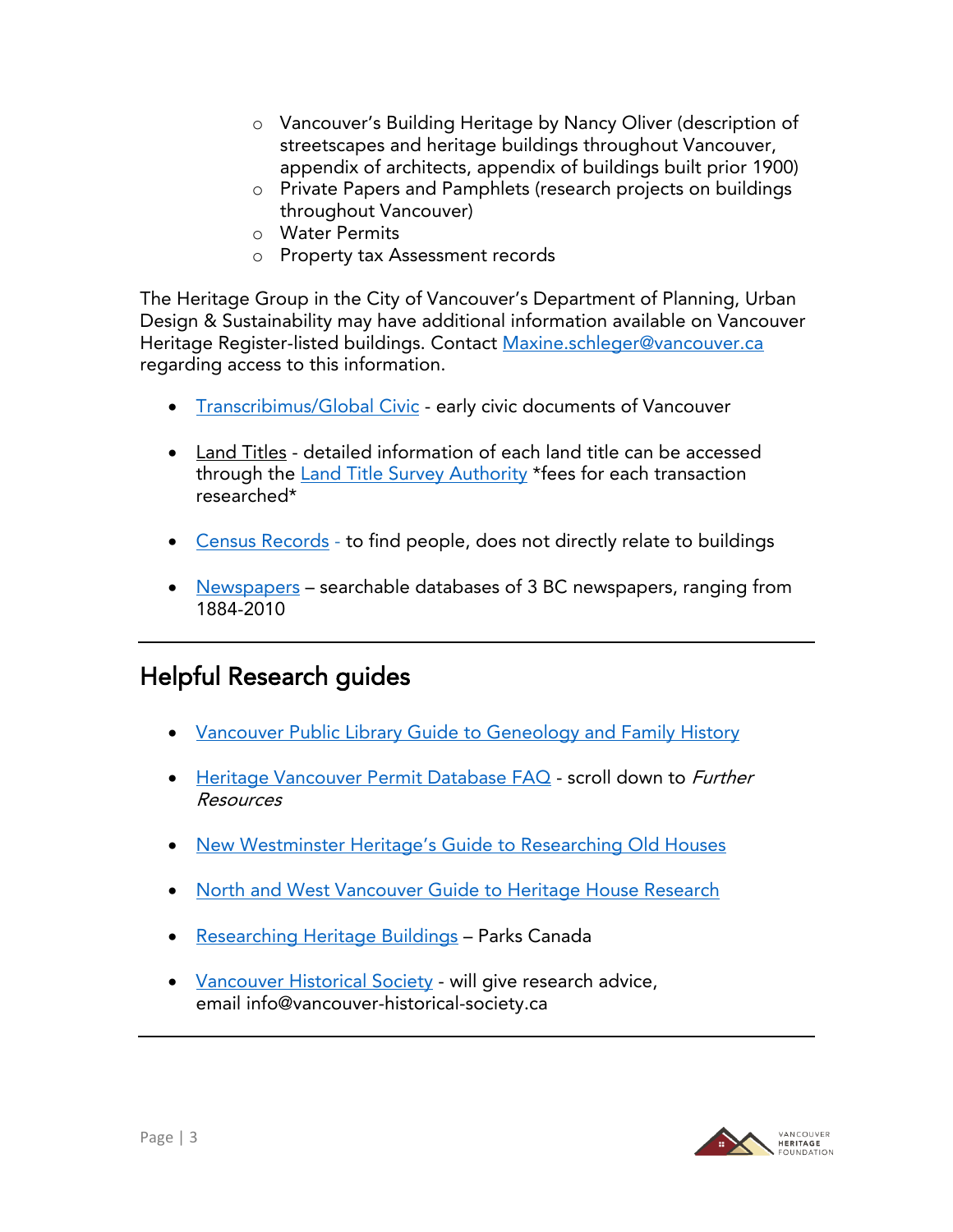- Vancouver's Building Heritage by Nancy Oliver (description of streetscapes and heritage buildings throughout Vancouver, appendix of architects, appendix of buildings built prior 1900)
- Private Papers and Pamphlets (research projects on buildings throughout Vancouver)
- Water Permits
- Property tax Assessment records

The Heritage Group in the City of Vancouver's Department of Planning, Urban Design & Sustainability may have additional information available on Vancouver Heritage Register-listed buildings. Contact Maxine.schleger@vancouver.ca regarding access to this information.

- Transcribimus/Global Civic - early civic documents of Vancouver

- Land Titles - detailed information of each land title can be accessed through the Land Title Survey Authority *fees for each transaction researched*

- Census Records - to find people, does not directly relate to buildings

- Newspapers – searchable databases of 3 BC newspapers, ranging from 1884-2010

---

## Helpful Research guides

- Vancouver Public Library Guide to Geneology and Family History

- Heritage Vancouver Permit Database FAQ - scroll down to *Further Resources*

- New Westminster Heritage's Guide to Researching Old Houses

- North and West Vancouver Guide to Heritage House Research

- Researching Heritage Buildings – Parks Canada

- Vancouver Historical Society - will give research advice, email info@vancouver-historical-society.ca

---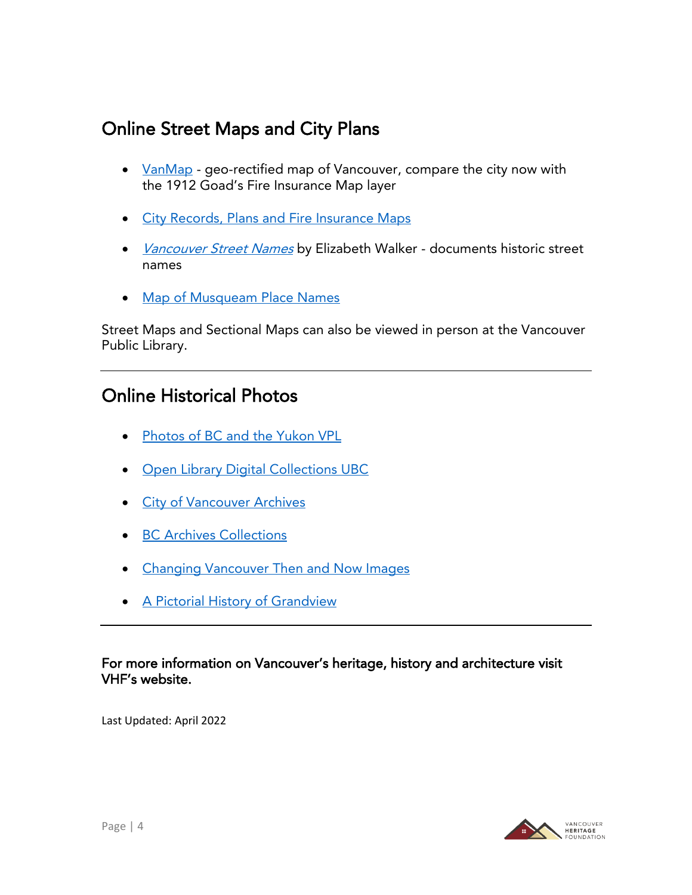## Online Street Maps and City Plans

- VanMap - geo-rectified map of Vancouver, compare the city now with the 1912 Goad's Fire Insurance Map layer
- City Records, Plans and Fire Insurance Maps
- *Vancouver Street Names* by Elizabeth Walker - documents historic street names
- Map of Musqueam Place Names

Street Maps and Sectional Maps can also be viewed in person at the Vancouver Public Library.

---

## Online Historical Photos

- Photos of BC and the Yukon VPL
- Open Library Digital Collections UBC
- City of Vancouver Archives
- BC Archives Collections
- Changing Vancouver Then and Now Images
- A Pictorial History of Grandview

---

**For more information on Vancouver's heritage, history and architecture visit VHF's website.**

Last Updated: April 2022